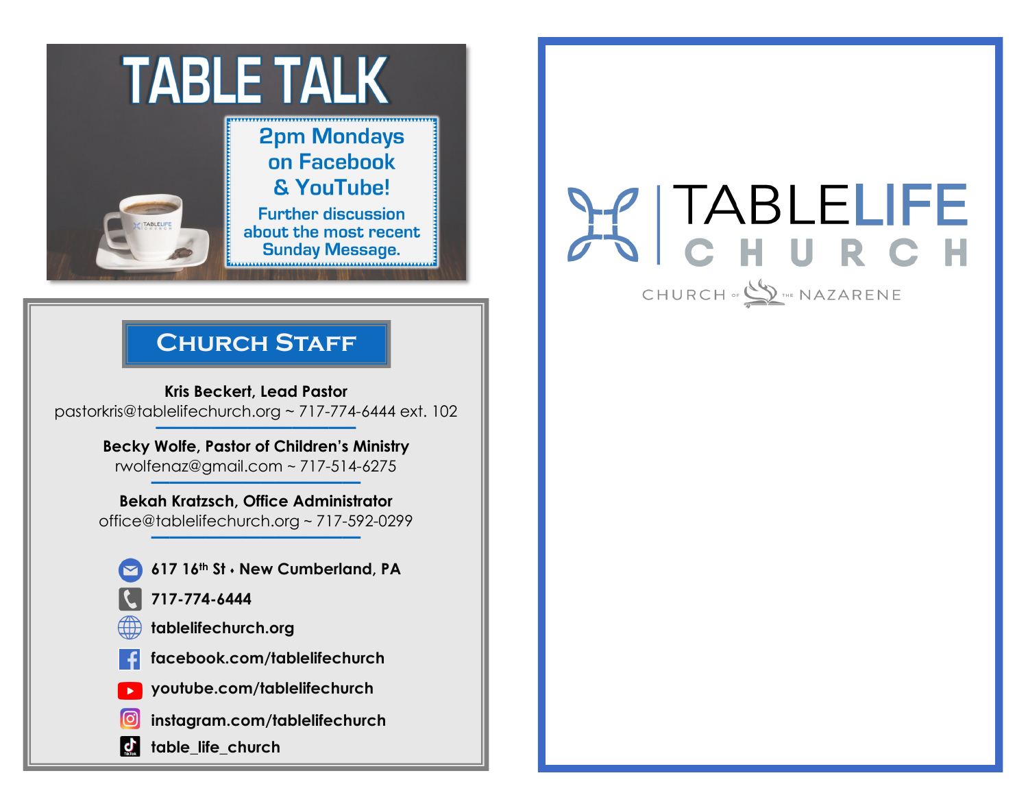# TABLE TALK

**2pm Mondays on Facebook & YouTube!**

Further discussion about the most recent Sunday Message.

## Church Staff

**Kris Beckert, Lead Pastor**
pastorkris@tablelifechurch.org ~ 717-774-6444 ext. 102

**Becky Wolfe, Pastor of Children's Ministry**
rwolfenaz@gmail.com ~ 717-514-6275

**Bekah Kratzsch, Office Administrator**
office@tablelifechurch.org ~ 717-592-0299

**617 16th St • New Cumberland, PA**

**717-774-6444**

**tablelifechurch.org**

**facebook.com/tablelifechurch**

**youtube.com/tablelifechurch**

**instagram.com/tablelifechurch**

**table_life_church**

# TABLELIFE CHURCH

CHURCH OF THE NAZARENE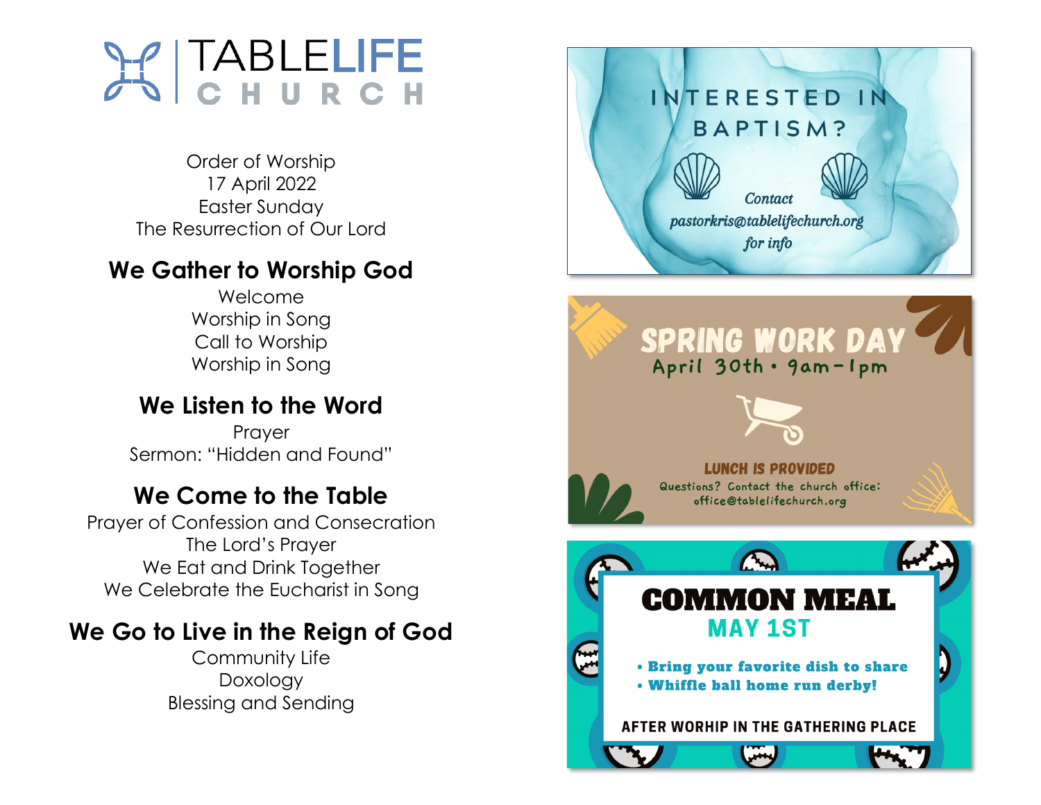# TABLELIFE CHURCH

Order of Worship
17 April 2022
Easter Sunday
The Resurrection of Our Lord

## We Gather to Worship God

Welcome
Worship in Song
Call to Worship
Worship in Song

## We Listen to the Word

Prayer
Sermon: "Hidden and Found"

## We Come to the Table

Prayer of Confession and Consecration
The Lord's Prayer
We Eat and Drink Together
We Celebrate the Eucharist in Song

## We Go to Live in the Reign of God

Community Life
Doxology
Blessing and Sending

---

## INTERESTED IN BAPTISM?

*Contact pastorkris@tablelifechurch.org for info*

---

## SPRING WORK DAY

April 30th • 9am–1pm

**LUNCH IS PROVIDED**

Questions? Contact the church office: office@tablelifechurch.org

---

## COMMON MEAL

**MAY 1ST**

- **Bring your favorite dish to share**
- **Whiffle ball home run derby!**

AFTER WORHIP IN THE GATHERING PLACE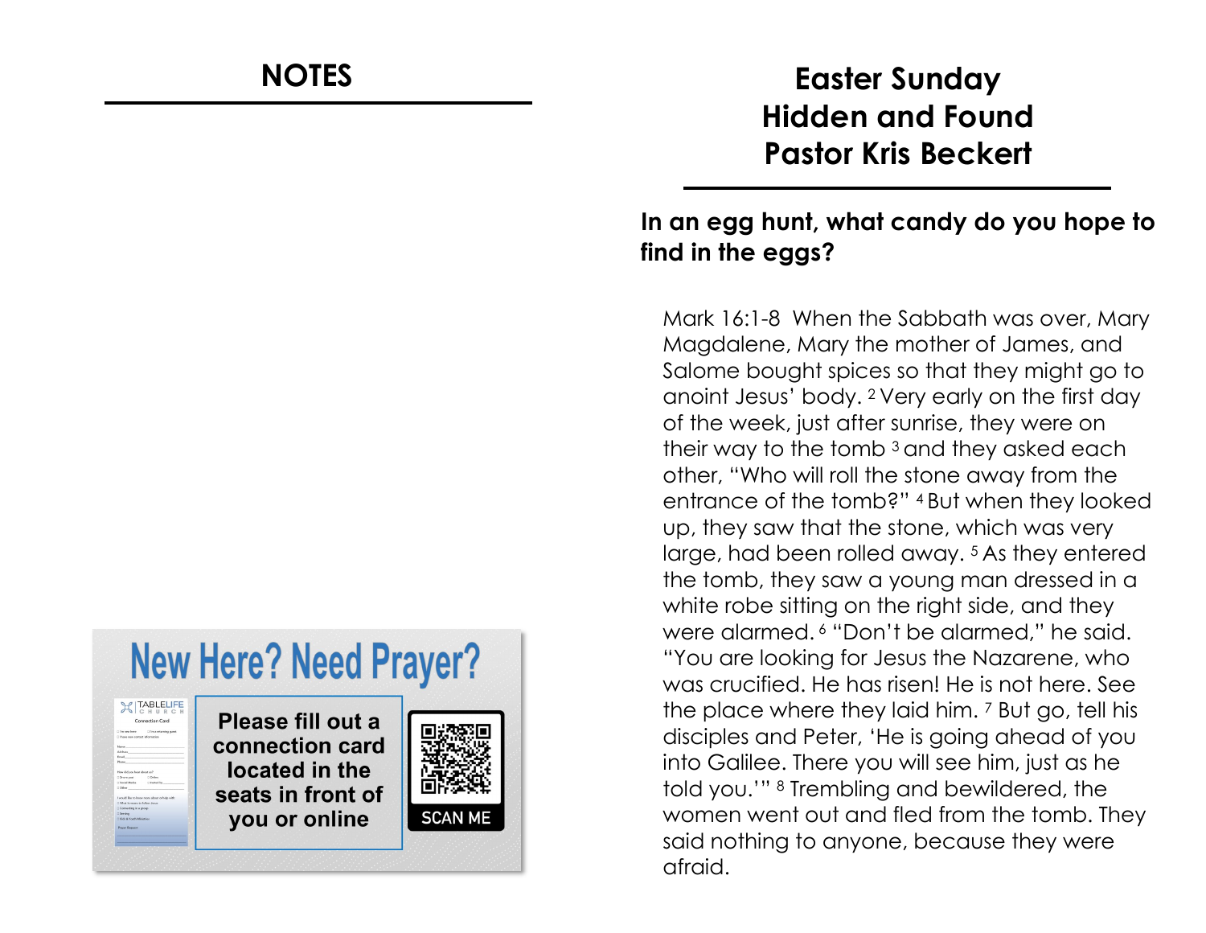## NOTES

**New Here? Need Prayer?**

Please fill out a connection card located in the seats in front of you or online

SCAN ME

# Easter Sunday
# Hidden and Found
# Pastor Kris Beckert

**In an egg hunt, what candy do you hope to find in the eggs?**

Mark 16:1-8 When the Sabbath was over, Mary Magdalene, Mary the mother of James, and Salome bought spices so that they might go to anoint Jesus' body. [2] Very early on the first day of the week, just after sunrise, they were on their way to the tomb [3] and they asked each other, "Who will roll the stone away from the entrance of the tomb?" [4] But when they looked up, they saw that the stone, which was very large, had been rolled away. [5] As they entered the tomb, they saw a young man dressed in a white robe sitting on the right side, and they were alarmed. [6] "Don't be alarmed," he said. "You are looking for Jesus the Nazarene, who was crucified. He has risen! He is not here. See the place where they laid him. [7] But go, tell his disciples and Peter, 'He is going ahead of you into Galilee. There you will see him, just as he told you.'" [8] Trembling and bewildered, the women went out and fled from the tomb. They said nothing to anyone, because they were afraid.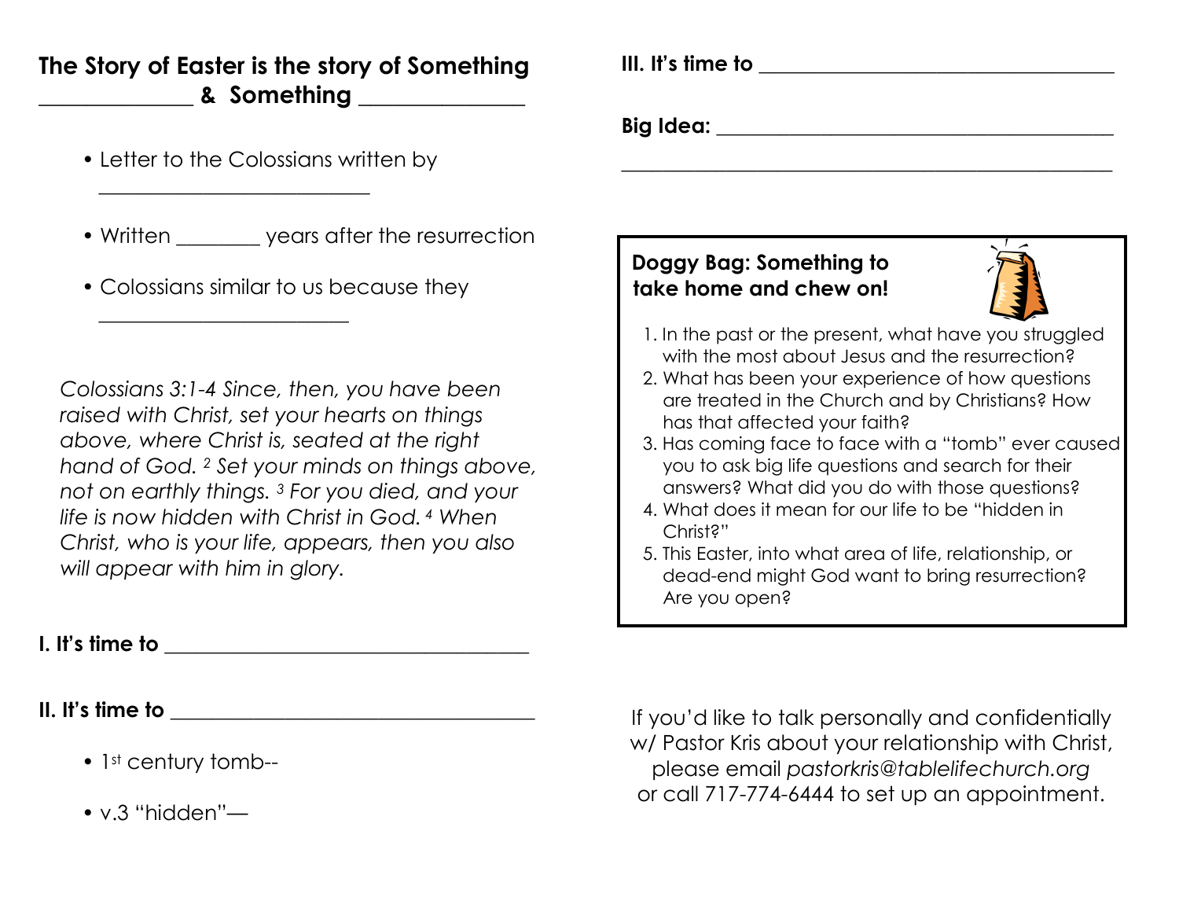## The Story of Easter is the story of Something _____________ & Something ______________

- Letter to the Colossians written by _______________________
- Written ________ years after the resurrection
- Colossians similar to us because they _____________________

*Colossians 3:1-4 Since, then, you have been raised with Christ, set your hearts on things above, where Christ is, seated at the right hand of God. 2 Set your minds on things above, not on earthly things. 3 For you died, and your life is now hidden with Christ in God. 4 When Christ, who is your life, appears, then you also will appear with him in glory.*

**I. It's time to ________________________________**

**II. It's time to ________________________________**

- 1st century tomb--
- v.3 "hidden"—

**III. It's time to ________________________________**

**Big Idea: ________________________________**

________________________________________________

**Doggy Bag: Something to take home and chew on!**

1. In the past or the present, what have you struggled with the most about Jesus and the resurrection?
2. What has been your experience of how questions are treated in the Church and by Christians? How has that affected your faith?
3. Has coming face to face with a "tomb" ever caused you to ask big life questions and search for their answers? What did you do with those questions?
4. What does it mean for our life to be "hidden in Christ?"
5. This Easter, into what area of life, relationship, or dead-end might God want to bring resurrection? Are you open?

If you'd like to talk personally and confidentially w/ Pastor Kris about your relationship with Christ, please email *pastorkris@tablelifechurch.org* or call 717-774-6444 to set up an appointment.